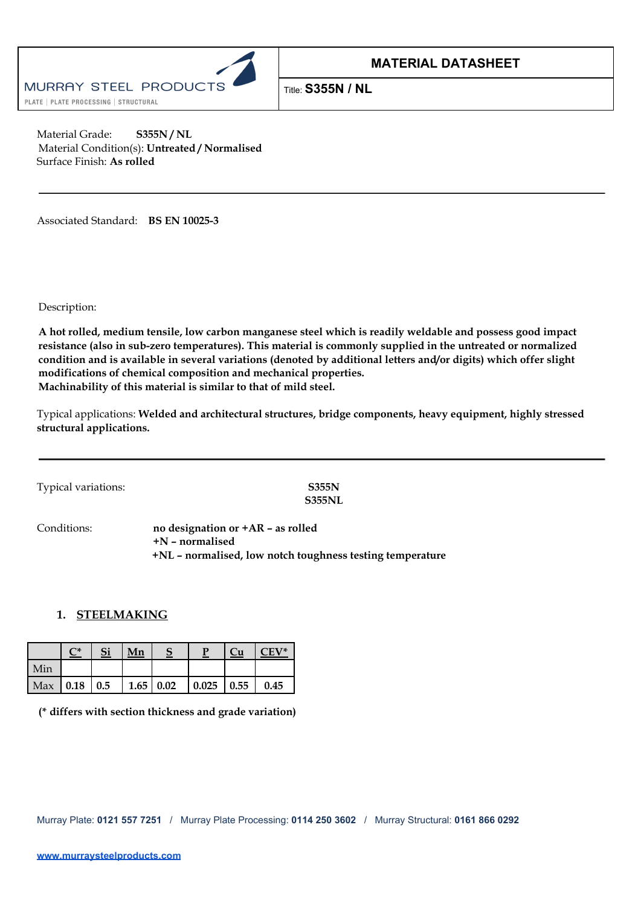MURRAY STEEL PRODUCTS

PLATE | PLATE PROCESSING | STRUCTURAL

# MATERIAL DATASHEET

Title: **S355N / NL**

Material Grade: **S355N / NL**
Material Condition(s): **Untreated / Normalised**
Surface Finish: **As rolled**

---

Associated Standard: **BS EN 10025-3**

Description:

**A hot rolled, medium tensile, low carbon manganese steel which is readily weldable and possess good impact resistance (also in sub-zero temperatures). This material is commonly supplied in the untreated or normalized condition and is available in several variations (denoted by additional letters and/or digits) which offer slight modifications of chemical composition and mechanical properties.**
**Machinability of this material is similar to that of mild steel.**

Typical applications: **Welded and architectural structures, bridge components, heavy equipment, highly stressed structural applications.**

---

Typical variations: **S355N**
**S355NL**

Conditions: **no designation or +AR – as rolled**
**+N – normalised**
**+NL – normalised, low notch toughness testing temperature**

## 1. STEELMAKING

| | C* | Si | Mn | S | P | Cu | CEV* |
|---|---|---|---|---|---|---|---|
| Min | | | | | | | |
| Max | 0.18 | 0.5 | 1.65 | 0.02 | 0.025 | 0.55 | 0.45 |

**(* differs with section thickness and grade variation)**

Murray Plate: **0121 557 7251** / Murray Plate Processing: **0114 250 3602** / Murray Structural: **0161 866 0292**

**www.murraysteelproducts.com**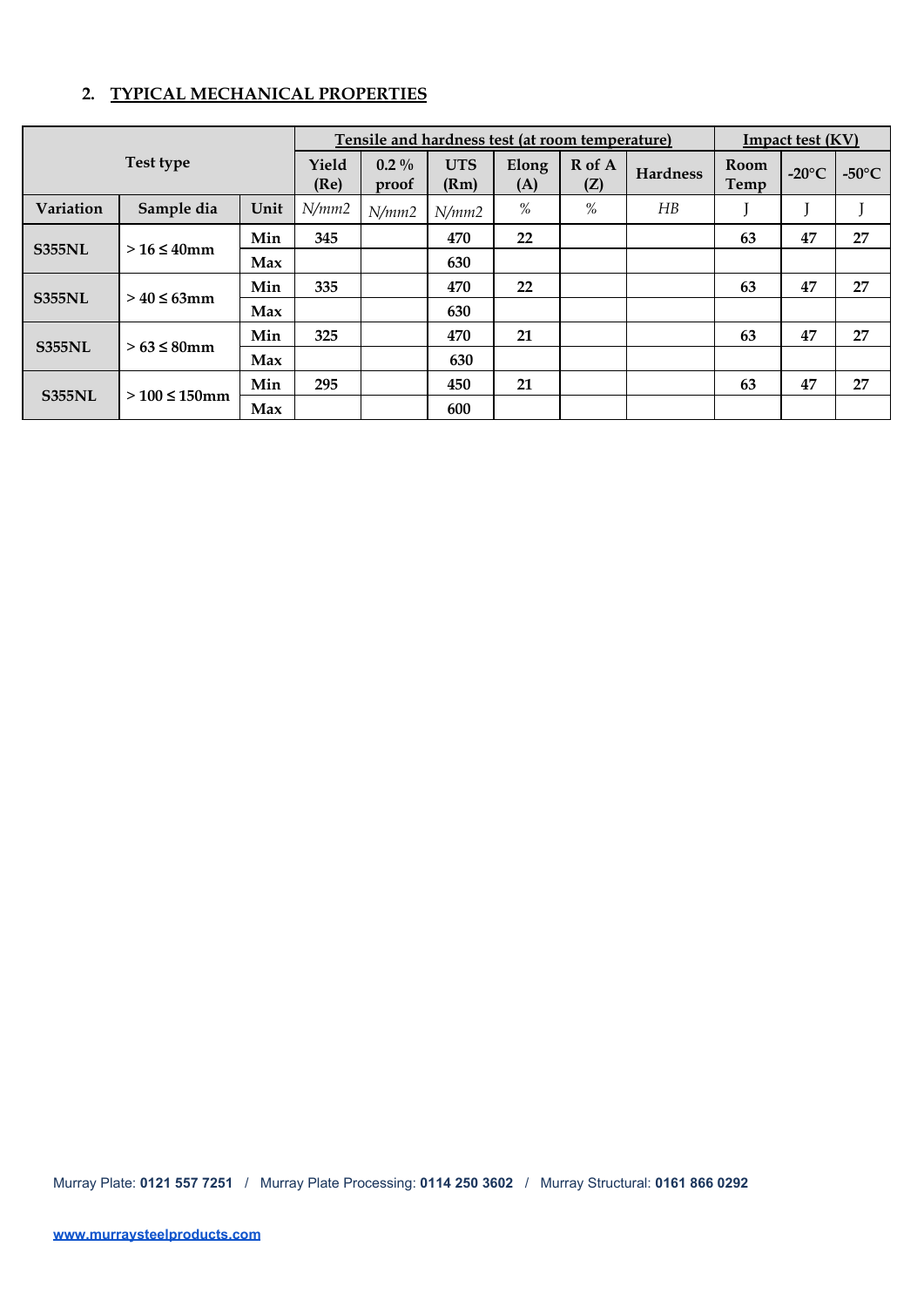## 2. TYPICAL MECHANICAL PROPERTIES

| Test type | | | Tensile and hardness test (at room temperature) | | | | | | Impact test (KV) | | |
|---|---|---|---|---|---|---|---|---|---|---|---|
| | | | Yield (Re) | 0.2 % proof | UTS (Rm) | Elong (A) | R of A (Z) | Hardness | Room Temp | -20°C | -50°C |
| Variation | Sample dia | Unit | N/mm2 | N/mm2 | N/mm2 | % | % | HB | J | J | J |
| S355NL | > 16 ≤ 40mm | Min | 345 | | 470 | 22 | | | 63 | 47 | 27 |
| | | Max | | | 630 | | | | | | |
| S355NL | > 40 ≤ 63mm | Min | 335 | | 470 | 22 | | | 63 | 47 | 27 |
| | | Max | | | 630 | | | | | | |
| S355NL | > 63 ≤ 80mm | Min | 325 | | 470 | 21 | | | 63 | 47 | 27 |
| | | Max | | | 630 | | | | | | |
| S355NL | > 100 ≤ 150mm | Min | 295 | | 450 | 21 | | | 63 | 47 | 27 |
| | | Max | | | 600 | | | | | | |

Murray Plate: **0121 557 7251** / Murray Plate Processing: **0114 250 3602** / Murray Structural: **0161 866 0292**

**www.murraysteelproducts.com**